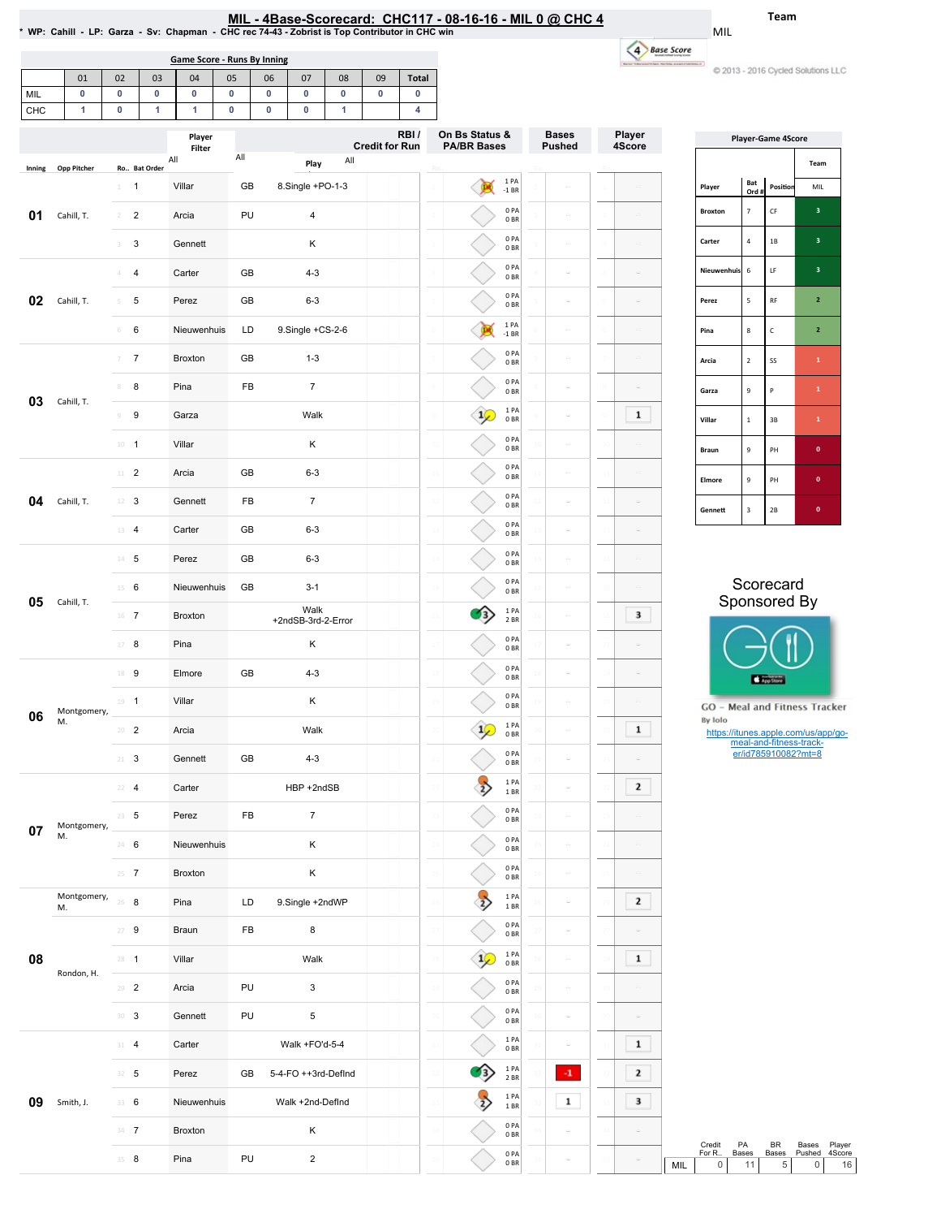# MIL - 4Base-Scorecard: CHC117 - 08-16-16 - MIL 0 @ CHC 4

\* WP: Cahill - LP: Garza - Sv: Chapman - CHC rec 74-43 - Zobrist is Top Contributor in CHC win

Team: MIL

© 2013 - 2016 Cycled Solutions LLC

## Game Score - Runs By Inning

| | 01 | 02 | 03 | 04 | 05 | 06 | 07 | 08 | 09 | Total |
|---|---|---|---|---|---|---|---|---|---|---|
| MIL | 0 | 0 | 0 | 0 | 0 | 0 | 0 | 0 | 0 | 0 |
| CHC | 1 | 0 | 1 | 1 | 0 | 0 | 0 | 1 | | 4 |

| Inning | Opp Pitcher | Ro.. | Bat Order | Player | | Play | RBI / Credit for Run | On Bs Status & PA/BR Bases | Bases Pushed | Player 4Score |
|---|---|---|---|---|---|---|---|---|---|---|
| 01 | Cahill, T. | 1 | 1 | Villar | GB | 8.Single +PO-1-3 | | 1 PA -1 BR | | |
| | | 2 | 2 | Arcia | PU | 4 | | 0 PA 0 BR | | |
| | | 3 | 3 | Gennett | | K | | 0 PA 0 BR | | |
| 02 | Cahill, T. | 4 | 4 | Carter | GB | 4-3 | | 0 PA 0 BR | | |
| | | 5 | 5 | Perez | GB | 6-3 | | 0 PA 0 BR | | |
| | | 6 | 6 | Nieuwenhuis | LD | 9.Single +CS-2-6 | | 1 PA -1 BR | | |
| 03 | Cahill, T. | 7 | 7 | Broxton | GB | 1-3 | | 0 PA 0 BR | | |
| | | 8 | 8 | Pina | FB | 7 | | 0 PA 0 BR | | |
| | | 9 | 9 | Garza | | Walk | | 1 PA 0 BR | | 1 |
| | | 10 | 1 | Villar | | K | | 0 PA 0 BR | | |
| 04 | Cahill, T. | 11 | 2 | Arcia | GB | 6-3 | | 0 PA 0 BR | | |
| | | 12 | 3 | Gennett | FB | 7 | | 0 PA 0 BR | | |
| | | 13 | 4 | Carter | GB | 6-3 | | 0 PA 0 BR | | |
| 05 | Cahill, T. | 14 | 5 | Perez | GB | 6-3 | | 0 PA 0 BR | | |
| | | 15 | 6 | Nieuwenhuis | GB | 3-1 | | 0 PA 0 BR | | |
| | | 16 | 7 | Broxton | | Walk +2ndSB-3rd-2-Error | | 1 PA 2 BR | | 3 |
| | | 17 | 8 | Pina | | K | | 0 PA 0 BR | | |
| 06 | Montgomery, M. | 18 | 9 | Elmore | GB | 4-3 | | 0 PA 0 BR | | |
| | | 19 | 1 | Villar | | K | | 0 PA 0 BR | | |
| | | 20 | 2 | Arcia | | Walk | | 1 PA 0 BR | | 1 |
| | | 21 | 3 | Gennett | GB | 4-3 | | 0 PA 0 BR | | |
| 07 | Montgomery, M. | 22 | 4 | Carter | | HBP +2ndSB | | 1 PA 1 BR | | 2 |
| | | 23 | 5 | Perez | FB | 7 | | 0 PA 0 BR | | |
| | | 24 | 6 | Nieuwenhuis | | K | | 0 PA 0 BR | | |
| | | 25 | 7 | Broxton | | K | | 0 PA 0 BR | | |
| 08 | Montgomery, M. | 26 | 8 | Pina | LD | 9.Single +2ndWP | | 1 PA 1 BR | | 2 |
| | Rondon, H. | 27 | 9 | Braun | FB | 8 | | 0 PA 0 BR | | |
| | | 28 | 1 | Villar | | Walk | | 1 PA 0 BR | | 1 |
| | | 29 | 2 | Arcia | PU | 3 | | 0 PA 0 BR | | |
| | | 30 | 3 | Gennett | PU | 5 | | 0 PA 0 BR | | |
| 09 | Smith, J. | 31 | 4 | Carter | | Walk +FO'd-5-4 | | 1 PA 0 BR | | 1 |
| | | 32 | 5 | Perez | GB | 5-4-FO ++3rd-DefInd | | 1 PA 2 BR | -1 | 2 |
| | | 33 | 6 | Nieuwenhuis | | Walk +2nd-DefInd | | 1 PA 1 BR | 1 | 3 |
| | | 34 | 7 | Broxton | | K | | 0 PA 0 BR | | |
| | | 35 | 8 | Pina | PU | 2 | | 0 PA 0 BR | | |

## Player-Game 4Score

| Player | Bat Ord # | Position | MIL |
|---|---|---|---|
| Broxton | 7 | CF | 3 |
| Carter | 4 | 1B | 3 |
| Nieuwenhuis | 6 | LF | 3 |
| Perez | 5 | RF | 2 |
| Pina | 8 | C | 2 |
| Arcia | 2 | SS | 1 |
| Garza | 9 | P | 1 |
| Villar | 1 | 3B | 1 |
| Braun | 9 | PH | 0 |
| Elmore | 9 | PH | 0 |
| Gennett | 3 | 2B | 0 |

Scorecard Sponsored By

GO - Meal and Fitness Tracker
By Iolo
https://itunes.apple.com/us/app/go-meal-and-fitness-track-er/id785910082?mt=8

| | Credit For R.. | PA Bases | BR Bases | Bases Pushed | Player 4Score |
|---|---|---|---|---|---|
| MIL | 0 | 11 | 5 | 0 | 16 |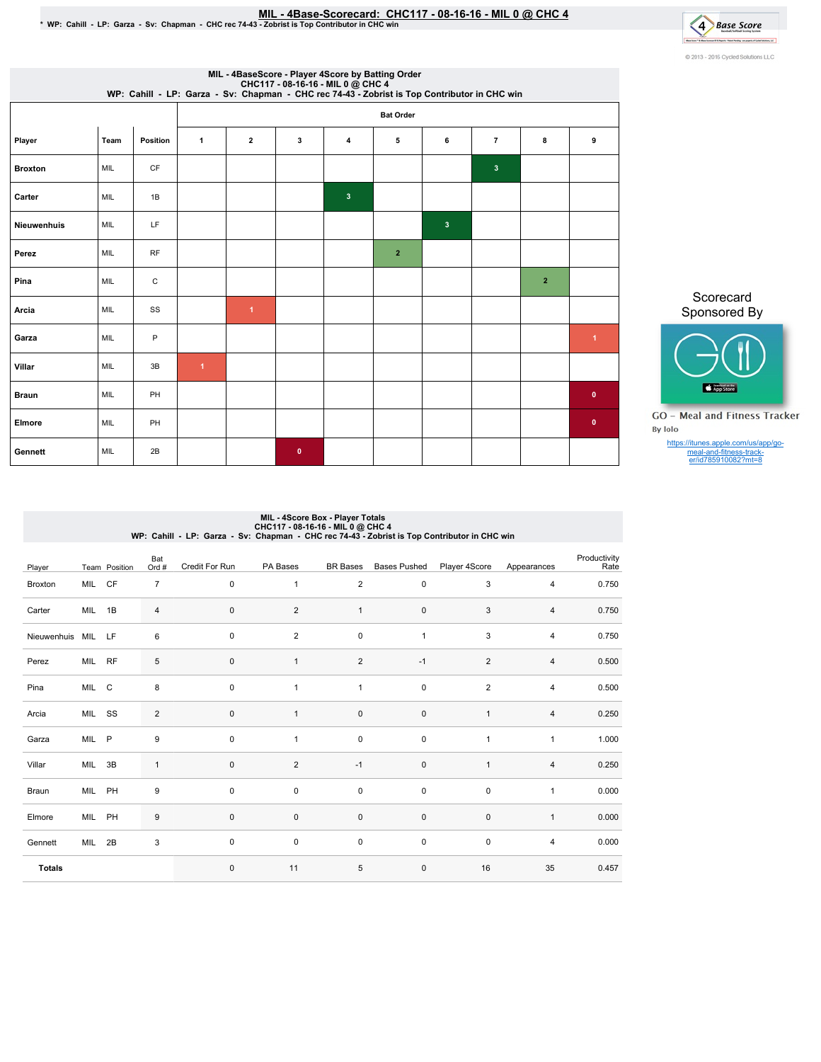# MIL - 4Base-Scorecard: CHC117 - 08-16-16 - MIL 0 @ CHC 4

* WP: Cahill - LP: Garza - Sv: Chapman - CHC rec 74-43 - Zobrist is Top Contributor in CHC win

© 2013 - 2016 Cycled Solutions LLC

## MIL - 4BaseScore - Player 4Score by Batting Order
CHC117 - 08-16-16 - MIL 0 @ CHC 4
WP: Cahill - LP: Garza - Sv: Chapman - CHC rec 74-43 - Zobrist is Top Contributor in CHC win

| Player | Team | Position | Bat Order 1 | 2 | 3 | 4 | 5 | 6 | 7 | 8 | 9 |
|---|---|---|---|---|---|---|---|---|---|---|---|
| Broxton | MIL | CF | | | | | | | 3 | | |
| Carter | MIL | 1B | | | | 3 | | | | | |
| Nieuwenhuis | MIL | LF | | | | | | 3 | | | |
| Perez | MIL | RF | | | | | 2 | | | | |
| Pina | MIL | C | | | | | | | | 2 | |
| Arcia | MIL | SS | | 1 | | | | | | | |
| Garza | MIL | P | | | | | | | | | 1 |
| Villar | MIL | 3B | 1 | | | | | | | | |
| Braun | MIL | PH | | | | | | | | | 0 |
| Elmore | MIL | PH | | | | | | | | | 0 |
| Gennett | MIL | 2B | | | 0 | | | | | | |

Scorecard Sponsored By

GO - Meal and Fitness Tracker
By Iolo

https://itunes.apple.com/us/app/go-meal-and-fitness-track-er/id785910082?mt=8

## MIL - 4Score Box - Player Totals
CHC117 - 08-16-16 - MIL 0 @ CHC 4
WP: Cahill - LP: Garza - Sv: Chapman - CHC rec 74-43 - Zobrist is Top Contributor in CHC win

| Player | Team | Position | Bat Ord # | Credit For Run | PA Bases | BR Bases | Bases Pushed | Player 4Score | Appearances | Productivity Rate |
|---|---|---|---|---|---|---|---|---|---|---|
| Broxton | MIL | CF | 7 | 0 | 1 | 2 | 0 | 3 | 4 | 0.750 |
| Carter | MIL | 1B | 4 | 0 | 2 | 1 | 0 | 3 | 4 | 0.750 |
| Nieuwenhuis | MIL | LF | 6 | 0 | 2 | 0 | 1 | 3 | 4 | 0.750 |
| Perez | MIL | RF | 5 | 0 | 1 | 2 | -1 | 2 | 4 | 0.500 |
| Pina | MIL | C | 8 | 0 | 1 | 1 | 0 | 2 | 4 | 0.500 |
| Arcia | MIL | SS | 2 | 0 | 1 | 0 | 0 | 1 | 4 | 0.250 |
| Garza | MIL | P | 9 | 0 | 1 | 0 | 0 | 1 | 1 | 1.000 |
| Villar | MIL | 3B | 1 | 0 | 2 | -1 | 0 | 1 | 4 | 0.250 |
| Braun | MIL | PH | 9 | 0 | 0 | 0 | 0 | 0 | 1 | 0.000 |
| Elmore | MIL | PH | 9 | 0 | 0 | 0 | 0 | 0 | 1 | 0.000 |
| Gennett | MIL | 2B | 3 | 0 | 0 | 0 | 0 | 0 | 4 | 0.000 |
| **Totals** | | | | 0 | 11 | 5 | 0 | 16 | 35 | 0.457 |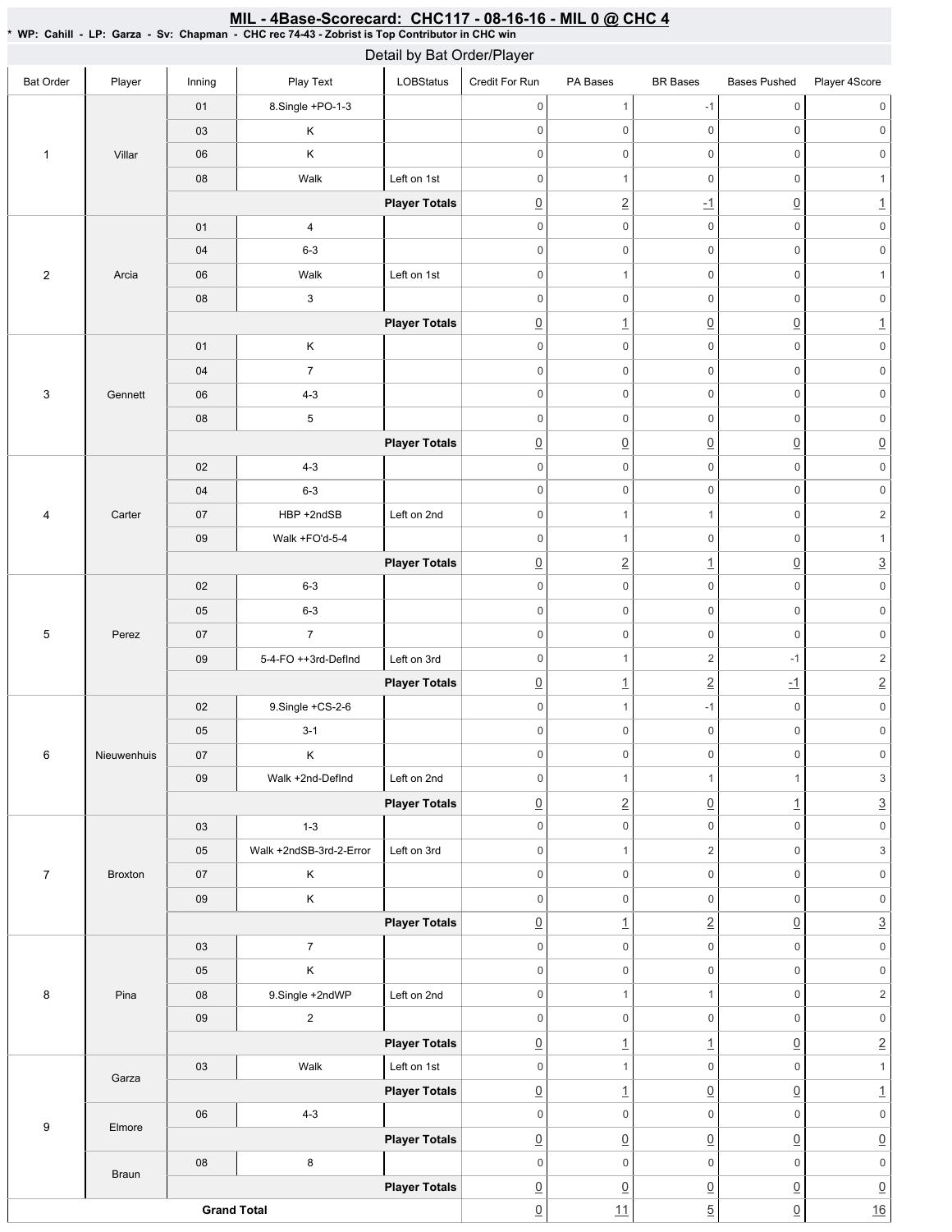## MIL - 4Base-Scorecard: CHC117 - 08-16-16 - MIL 0 @ CHC 4

\* WP: Cahill - LP: Garza - Sv: Chapman - CHC rec 74-43 - Zobrist is Top Contributor in CHC win

### Detail by Bat Order/Player

| Bat Order | Player | Inning | Play Text | LOBStatus | Credit For Run | PA Bases | BR Bases | Bases Pushed | Player 4Score |
|---|---|---|---|---|---|---|---|---|---|
| 1 | Villar | 01 | 8.Single +PO-1-3 | | 0 | 1 | -1 | 0 | 0 |
| | | 03 | K | | 0 | 0 | 0 | 0 | 0 |
| | | 06 | K | | 0 | 0 | 0 | 0 | 0 |
| | | 08 | Walk | Left on 1st | 0 | 1 | 0 | 0 | 1 |
| | | | | **Player Totals** | 0 | 2 | -1 | 0 | 1 |
| 2 | Arcia | 01 | 4 | | 0 | 0 | 0 | 0 | 0 |
| | | 04 | 6-3 | | 0 | 0 | 0 | 0 | 0 |
| | | 06 | Walk | Left on 1st | 0 | 1 | 0 | 0 | 1 |
| | | 08 | 3 | | 0 | 0 | 0 | 0 | 0 |
| | | | | **Player Totals** | 0 | 1 | 0 | 0 | 1 |
| 3 | Gennett | 01 | K | | 0 | 0 | 0 | 0 | 0 |
| | | 04 | 7 | | 0 | 0 | 0 | 0 | 0 |
| | | 06 | 4-3 | | 0 | 0 | 0 | 0 | 0 |
| | | 08 | 5 | | 0 | 0 | 0 | 0 | 0 |
| | | | | **Player Totals** | 0 | 0 | 0 | 0 | 0 |
| 4 | Carter | 02 | 4-3 | | 0 | 0 | 0 | 0 | 0 |
| | | 04 | 6-3 | | 0 | 0 | 0 | 0 | 0 |
| | | 07 | HBP +2ndSB | Left on 2nd | 0 | 1 | 1 | 0 | 2 |
| | | 09 | Walk +FO'd-5-4 | | 0 | 1 | 0 | 0 | 1 |
| | | | | **Player Totals** | 0 | 2 | 1 | 0 | 3 |
| 5 | Perez | 02 | 6-3 | | 0 | 0 | 0 | 0 | 0 |
| | | 05 | 6-3 | | 0 | 0 | 0 | 0 | 0 |
| | | 07 | 7 | | 0 | 0 | 0 | 0 | 0 |
| | | 09 | 5-4-FO ++3rd-DefInd | Left on 3rd | 0 | 1 | 2 | -1 | 2 |
| | | | | **Player Totals** | 0 | 1 | 2 | -1 | 2 |
| 6 | Nieuwenhuis | 02 | 9.Single +CS-2-6 | | 0 | 1 | -1 | 0 | 0 |
| | | 05 | 3-1 | | 0 | 0 | 0 | 0 | 0 |
| | | 07 | K | | 0 | 0 | 0 | 0 | 0 |
| | | 09 | Walk +2nd-DefInd | Left on 2nd | 0 | 1 | 1 | 1 | 3 |
| | | | | **Player Totals** | 0 | 2 | 0 | 1 | 3 |
| 7 | Broxton | 03 | 1-3 | | 0 | 0 | 0 | 0 | 0 |
| | | 05 | Walk +2ndSB-3rd-2-Error | Left on 3rd | 0 | 1 | 2 | 0 | 3 |
| | | 07 | K | | 0 | 0 | 0 | 0 | 0 |
| | | 09 | K | | 0 | 0 | 0 | 0 | 0 |
| | | | | **Player Totals** | 0 | 1 | 2 | 0 | 3 |
| 8 | Pina | 03 | 7 | | 0 | 0 | 0 | 0 | 0 |
| | | 05 | K | | 0 | 0 | 0 | 0 | 0 |
| | | 08 | 9.Single +2ndWP | Left on 2nd | 0 | 1 | 1 | 0 | 2 |
| | | 09 | 2 | | 0 | 0 | 0 | 0 | 0 |
| | | | | **Player Totals** | 0 | 1 | 1 | 0 | 2 |
| 9 | Garza | 03 | Walk | Left on 1st | 0 | 1 | 0 | 0 | 1 |
| | | | | **Player Totals** | 0 | 1 | 0 | 0 | 1 |
| | Elmore | 06 | 4-3 | | 0 | 0 | 0 | 0 | 0 |
| | | | | **Player Totals** | 0 | 0 | 0 | 0 | 0 |
| | Braun | 08 | 8 | | 0 | 0 | 0 | 0 | 0 |
| | | | | **Player Totals** | 0 | 0 | 0 | 0 | 0 |
| **Grand Total** | | | | | 0 | 11 | 5 | 0 | 16 |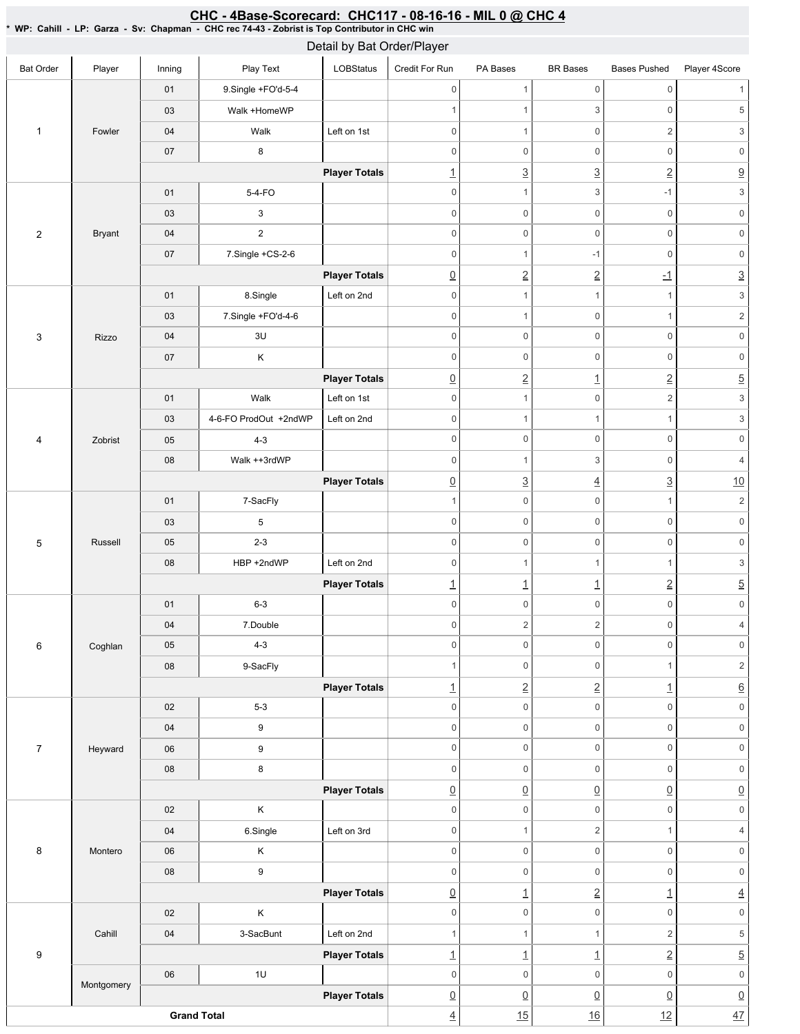## CHC - 4Base-Scorecard: CHC117 - 08-16-16 - MIL 0 @ CHC 4

**\* WP: Cahill - LP: Garza - Sv: Chapman - CHC rec 74-43 - Zobrist is Top Contributor in CHC win**

### Detail by Bat Order/Player

| Bat Order | Player | Inning | Play Text | LOBStatus | Credit For Run | PA Bases | BR Bases | Bases Pushed | Player 4Score |
|---|---|---|---|---|---|---|---|---|---|
| 1 | Fowler | 01 | 9.Single +FO'd-5-4 | | 0 | 1 | 0 | 0 | 1 |
| | | 03 | Walk +HomeWP | | 1 | 1 | 3 | 0 | 5 |
| | | 04 | Walk | Left on 1st | 0 | 1 | 0 | 2 | 3 |
| | | 07 | 8 | | 0 | 0 | 0 | 0 | 0 |
| | | | | **Player Totals** | 1 | 3 | 3 | 2 | 9 |
| 2 | Bryant | 01 | 5-4-FO | | 0 | 1 | 3 | -1 | 3 |
| | | 03 | 3 | | 0 | 0 | 0 | 0 | 0 |
| | | 04 | 2 | | 0 | 0 | 0 | 0 | 0 |
| | | 07 | 7.Single +CS-2-6 | | 0 | 1 | -1 | 0 | 0 |
| | | | | **Player Totals** | 0 | 2 | 2 | -1 | 3 |
| 3 | Rizzo | 01 | 8.Single | Left on 2nd | 0 | 1 | 1 | 1 | 3 |
| | | 03 | 7.Single +FO'd-4-6 | | 0 | 1 | 0 | 1 | 2 |
| | | 04 | 3U | | 0 | 0 | 0 | 0 | 0 |
| | | 07 | K | | 0 | 0 | 0 | 0 | 0 |
| | | | | **Player Totals** | 0 | 2 | 1 | 2 | 5 |
| 4 | Zobrist | 01 | Walk | Left on 1st | 0 | 1 | 0 | 2 | 3 |
| | | 03 | 4-6-FO ProdOut +2ndWP | Left on 2nd | 0 | 1 | 1 | 1 | 3 |
| | | 05 | 4-3 | | 0 | 0 | 0 | 0 | 0 |
| | | 08 | Walk ++3rdWP | | 0 | 1 | 3 | 0 | 4 |
| | | | | **Player Totals** | 0 | 3 | 4 | 3 | 10 |
| 5 | Russell | 01 | 7-SacFly | | 1 | 0 | 0 | 1 | 2 |
| | | 03 | 5 | | 0 | 0 | 0 | 0 | 0 |
| | | 05 | 2-3 | | 0 | 0 | 0 | 0 | 0 |
| | | 08 | HBP +2ndWP | Left on 2nd | 0 | 1 | 1 | 1 | 3 |
| | | | | **Player Totals** | 1 | 1 | 1 | 2 | 5 |
| 6 | Coghlan | 01 | 6-3 | | 0 | 0 | 0 | 0 | 0 |
| | | 04 | 7.Double | | 0 | 2 | 2 | 0 | 4 |
| | | 05 | 4-3 | | 0 | 0 | 0 | 0 | 0 |
| | | 08 | 9-SacFly | | 1 | 0 | 0 | 1 | 2 |
| | | | | **Player Totals** | 1 | 2 | 2 | 1 | 6 |
| 7 | Heyward | 02 | 5-3 | | 0 | 0 | 0 | 0 | 0 |
| | | 04 | 9 | | 0 | 0 | 0 | 0 | 0 |
| | | 06 | 9 | | 0 | 0 | 0 | 0 | 0 |
| | | 08 | 8 | | 0 | 0 | 0 | 0 | 0 |
| | | | | **Player Totals** | 0 | 0 | 0 | 0 | 0 |
| 8 | Montero | 02 | K | | 0 | 0 | 0 | 0 | 0 |
| | | 04 | 6.Single | Left on 3rd | 0 | 1 | 2 | 1 | 4 |
| | | 06 | K | | 0 | 0 | 0 | 0 | 0 |
| | | 08 | 9 | | 0 | 0 | 0 | 0 | 0 |
| | | | | **Player Totals** | 0 | 1 | 2 | 1 | 4 |
| 9 | Cahill | 02 | K | | 0 | 0 | 0 | 0 | 0 |
| | | 04 | 3-SacBunt | Left on 2nd | 1 | 1 | 1 | 2 | 5 |
| | | | | **Player Totals** | 1 | 1 | 1 | 2 | 5 |
| | Montgomery | 06 | 1U | | 0 | 0 | 0 | 0 | 0 |
| | | | | **Player Totals** | 0 | 0 | 0 | 0 | 0 |
| **Grand Total** | | | | | 4 | 15 | 16 | 12 | 47 |